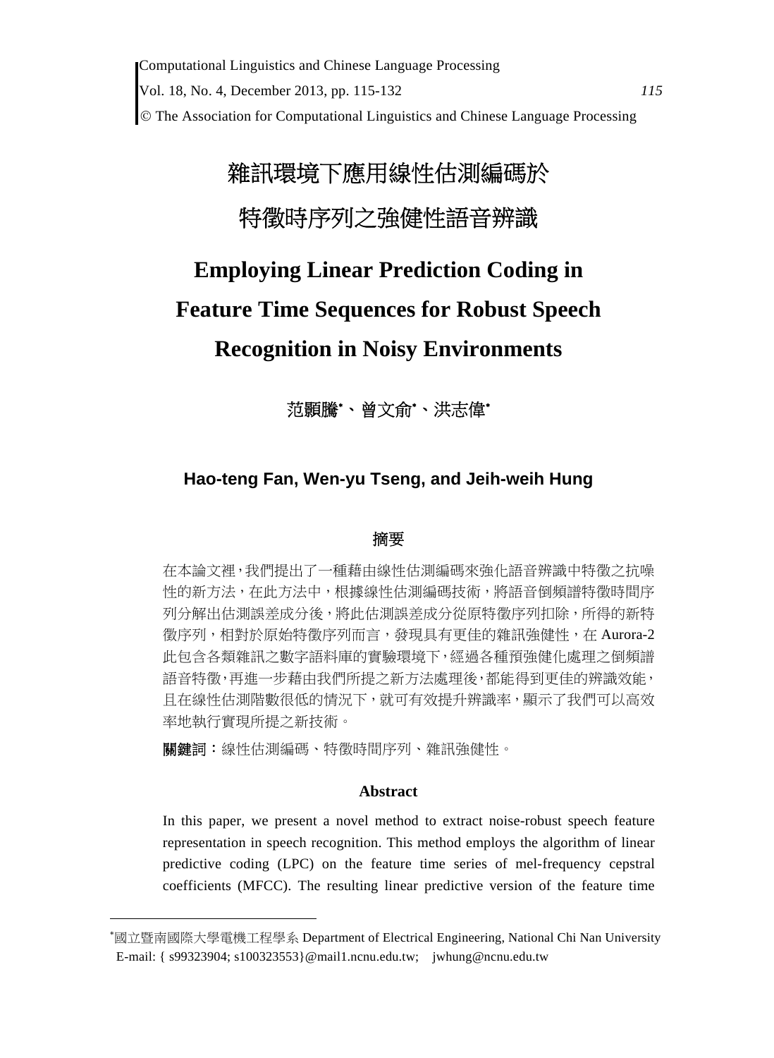# 雜訊環境下應用線性估測編碼於特徵時序列之強健性語音辨識

# Employing Linear Prediction Coding in Feature Time Sequences for Robust Speech Recognition in Noisy Environments

范顥騰[*]、曾文俞[*]、洪志偉[*]

**Hao-teng Fan, Wen-yu Tseng, and Jeih-weih Hung**

## 摘要

在本論文裡，我們提出了一種藉由線性估測編碼來強化語音辨識中特徵之抗噪性的新方法，在此方法中，根據線性估測編碼技術，將語音倒頻譜特徵時間序列分解出估測誤差成分後，將此估測誤差成分從原特徵序列扣除，所得的新特徵序列，相對於原始特徵序列而言，發現具有更佳的雜訊強健性，在 Aurora-2 此包含各類雜訊之數字語料庫的實驗環境下，經過各種預強健化處理之倒頻譜語音特徵，再進一步藉由我們所提之新方法處理後，都能得到更佳的辨識效能，且在線性估測階數很低的情況下，就可有效提升辨識率，顯示了我們可以高效率地執行實現所提之新技術。

**關鍵詞**：線性估測編碼、特徵時間序列、雜訊強健性。

## Abstract

In this paper, we present a novel method to extract noise-robust speech feature representation in speech recognition. This method employs the algorithm of linear predictive coding (LPC) on the feature time series of mel-frequency cepstral coefficients (MFCC). The resulting linear predictive version of the feature time

---

[*]國立暨南國際大學電機工程學系 Department of Electrical Engineering, National Chi Nan University
E-mail: { s99323904; s100323553}@mail1.ncnu.edu.tw; jwhung@ncnu.edu.tw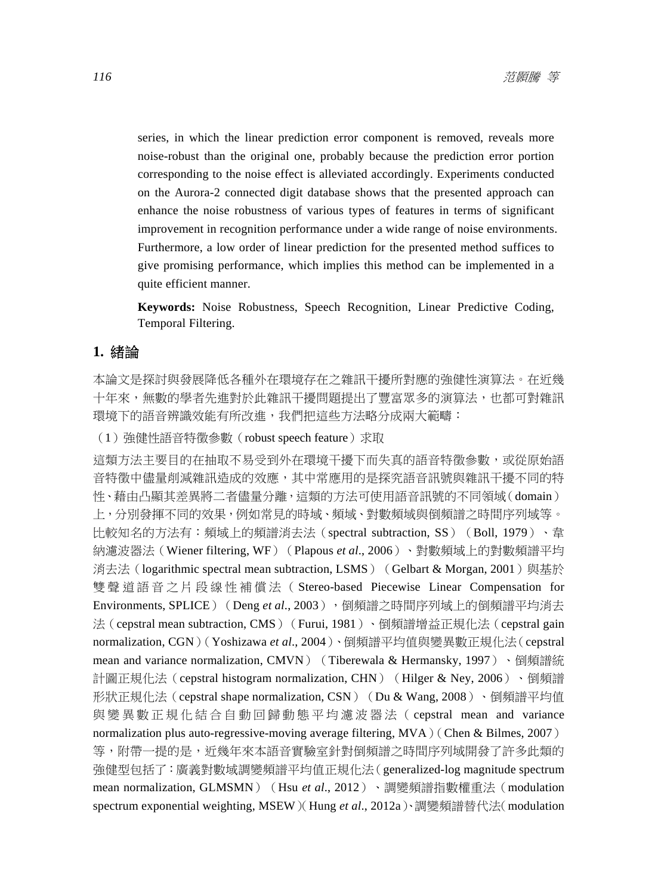series, in which the linear prediction error component is removed, reveals more noise-robust than the original one, probably because the prediction error portion corresponding to the noise effect is alleviated accordingly. Experiments conducted on the Aurora-2 connected digit database shows that the presented approach can enhance the noise robustness of various types of features in terms of significant improvement in recognition performance under a wide range of noise environments. Furthermore, a low order of linear prediction for the presented method suffices to give promising performance, which implies this method can be implemented in a quite efficient manner.

**Keywords:** Noise Robustness, Speech Recognition, Linear Predictive Coding, Temporal Filtering.

## 1. 緒論

本論文是探討與發展降低各種外在環境存在之雜訊干擾所對應的強健性演算法。在近幾十年來，無數的學者先進對於此雜訊干擾問題提出了豐富眾多的演算法，也都可對雜訊環境下的語音辨識效能有所改進，我們把這些方法略分成兩大範疇：

（1）強健性語音特徵參數（robust speech feature）求取

這類方法主要目的在抽取不易受到外在環境干擾下而失真的語音特徵參數，或從原始語音特徵中儘量削減雜訊造成的效應，其中常應用的是探究語音訊號與雜訊干擾不同的特性、藉由凸顯其差異將二者儘量分離，這類的方法可使用語音訊號的不同領域（domain）上，分別發揮不同的效果，例如常見的時域、頻域、對數頻域與倒頻譜之時間序列域等。比較知名的方法有：頻域上的頻譜消去法（spectral subtraction, SS）（Boll, 1979）、韋納濾波器法（Wiener filtering, WF）（Plapous *et al*., 2006）、對數頻域上的對數頻譜平均消去法（logarithmic spectral mean subtraction, LSMS）（Gelbart & Morgan, 2001）與基於雙聲道語音之片段線性補償法（Stereo-based Piecewise Linear Compensation for Environments, SPLICE）（Deng *et al*., 2003），倒頻譜之時間序列域上的倒頻譜平均消去法（cepstral mean subtraction, CMS）（Furui, 1981）、倒頻譜增益正規化法（cepstral gain normalization, CGN）（Yoshizawa *et al*., 2004）、倒頻譜平均值與變異數正規化法（cepstral mean and variance normalization, CMVN）（Tiberewala & Hermansky, 1997）、倒頻譜統計圖正規化法（cepstral histogram normalization, CHN）（Hilger & Ney, 2006）、倒頻譜形狀正規化法（cepstral shape normalization, CSN）（Du & Wang, 2008）、倒頻譜平均值與變異數正規化結合自動回歸動態平均濾波器法（cepstral mean and variance normalization plus auto-regressive-moving average filtering, MVA）（Chen & Bilmes, 2007）等，附帶一提的是，近幾年來本語音實驗室針對倒頻譜之時間序列域開發了許多此類的強健型包括了：廣義對數域調變頻譜平均值正規化法（generalized-log magnitude spectrum mean normalization, GLMSMN）（Hsu *et al*., 2012）、調變頻譜指數權重法（modulation spectrum exponential weighting, MSEW）（Hung *et al*., 2012a）、調變頻譜替代法（modulation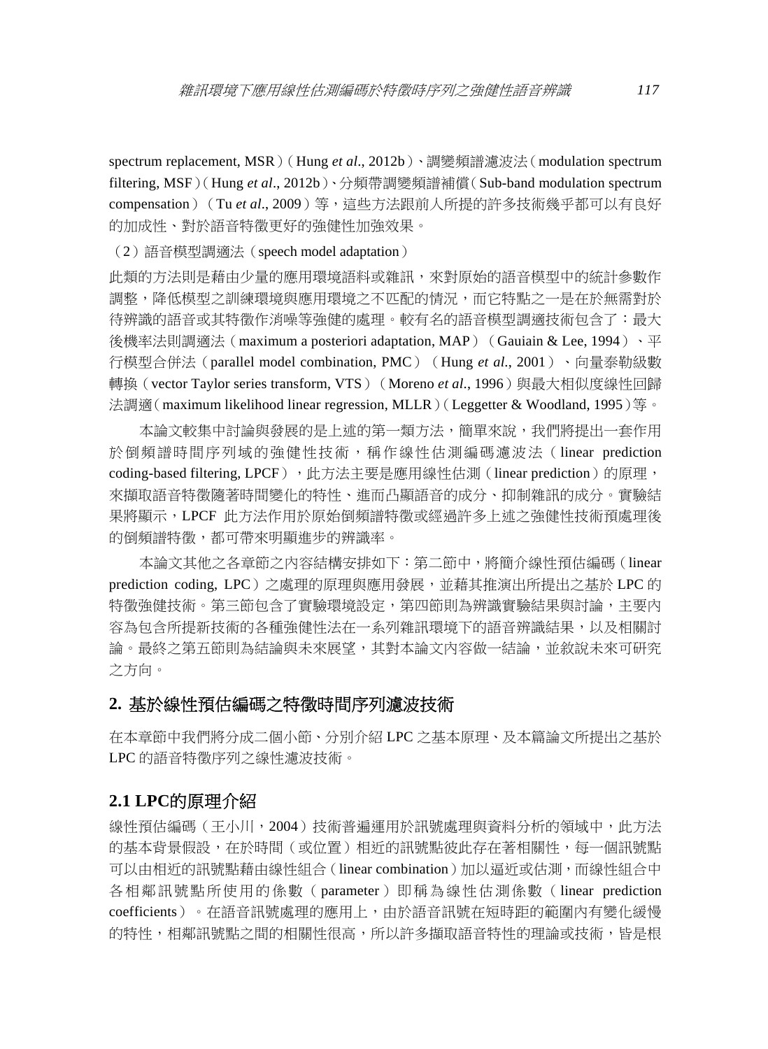spectrum replacement, MSR）（Hung *et al*., 2012b）、調變頻譜濾波法（modulation spectrum filtering, MSF）（Hung *et al*., 2012b）、分頻帶調變頻譜補償（Sub-band modulation spectrum compensation）（Tu *et al*., 2009）等，這些方法跟前人所提的許多技術幾乎都可以有良好的加成性、對於語音特徵更好的強健性加強效果。

（2）語音模型調適法（speech model adaptation）

此類的方法則是藉由少量的應用環境語料或雜訊，來對原始的語音模型中的統計參數作調整，降低模型之訓練環境與應用環境之不匹配的情況，而它特點之一是在於無需對於待辨識的語音或其特徵作消噪等強健的處理。較有名的語音模型調適技術包含了：最大後機率法則調適法（maximum a posteriori adaptation, MAP）（Gauiain & Lee, 1994）、平行模型合併法（parallel model combination, PMC）（Hung *et al*., 2001）、向量泰勒級數轉換（vector Taylor series transform, VTS）（Moreno *et al*., 1996）與最大相似度線性回歸法調適（maximum likelihood linear regression, MLLR）（Leggetter & Woodland, 1995）等。

本論文較集中討論與發展的是上述的第一類方法，簡單來說，我們將提出一套作用於倒頻譜時間序列域的強健性技術，稱作線性估測編碼濾波法（linear prediction coding-based filtering, LPCF），此方法主要是應用線性估測（linear prediction）的原理，來擷取語音特徵隨著時間變化的特性、進而凸顯語音的成分、抑制雜訊的成分。實驗結果將顯示，LPCF 此方法作用於原始倒頻譜特徵或經過許多上述之強健性技術預處理後的倒頻譜特徵，都可帶來明顯進步的辨識率。

本論文其他之各章節之內容結構安排如下：第二節中，將簡介線性預估編碼（linear prediction coding, LPC）之處理的原理與應用發展，並藉其推演出所提出之基於 LPC 的特徵強健技術。第三節包含了實驗環境設定，第四節則為辨識實驗結果與討論，主要內容為包含所提新技術的各種強健性法在一系列雜訊環境下的語音辨識結果，以及相關討論。最終之第五節則為結論與未來展望，其對本論文內容做一結論，並敘說未來可研究之方向。

## 2. 基於線性預估編碼之特徵時間序列濾波技術

在本章節中我們將分成二個小節、分別介紹 LPC 之基本原理、及本篇論文所提出之基於 LPC 的語音特徵序列之線性濾波技術。

### 2.1 LPC的原理介紹

線性預估編碼（王小川，2004）技術普遍運用於訊號處理與資料分析的領域中，此方法的基本背景假設，在於時間（或位置）相近的訊號點彼此存在著相關性，每一個訊號點可以由相近的訊號點藉由線性組合（linear combination）加以逼近或估測，而線性組合中各相鄰訊號點所使用的係數（parameter）即稱為線性估測係數（linear prediction coefficients）。在語音訊號處理的應用上，由於語音訊號在短時距的範圍內有變化緩慢的特性，相鄰訊號點之間的相關性很高，所以許多擷取語音特性的理論或技術，皆是根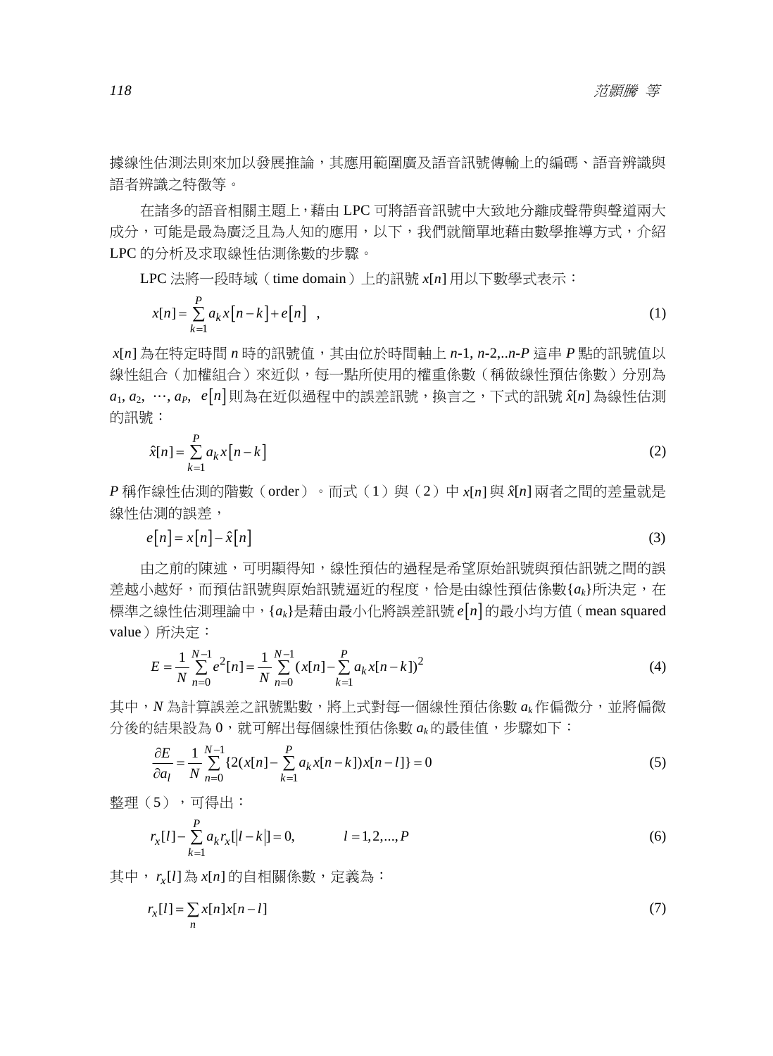據線性估測法則來加以發展推論，其應用範圍廣及語音訊號傳輸上的編碼、語音辨識與語者辨識之特徵等。

在諸多的語音相關主題上，藉由 LPC 可將語音訊號中大致地分離成聲帶與聲道兩大成分，可能是最為廣泛且為人知的應用，以下，我們就簡單地藉由數學推導方式，介紹 LPC 的分析及求取線性估測係數的步驟。

LPC 法將一段時域（time domain）上的訊號 $x[n]$ 用以下數學式表示：

$$x[n] = \sum_{k=1}^{P} a_k x[n-k] + e[n] \quad , \tag{1}$$

$x[n]$ 為在特定時間 $n$ 時的訊號值，其由位於時間軸上 $n$-1, $n$-2,..$n$-$P$ 這串 $P$ 點的訊號值以線性組合（加權組合）來近似，每一點所使用的權重係數（稱做線性預估係數）分別為 $a_1, a_2, \cdots, a_P$, $e[n]$ 則為在近似過程中的誤差訊號，換言之，下式的訊號 $\hat{x}[n]$ 為線性估測的訊號：

$$\hat{x}[n] = \sum_{k=1}^{P} a_k x[n-k] \tag{2}$$

$P$ 稱作線性估測的階數（order）。而式（1）與（2）中 $x[n]$ 與 $\hat{x}[n]$ 兩者之間的差量就是線性估測的誤差，

$$e[n] = x[n] - \hat{x}[n] \tag{3}$$

由之前的陳述，可明顯得知，線性預估的過程是希望原始訊號與預估訊號之間的誤差越小越好，而預估訊號與原始訊號逼近的程度，恰是由線性預估係數$\{a_k\}$所決定，在標準之線性估測理論中，$\{a_k\}$是藉由最小化將誤差訊號 $e[n]$ 的最小均方值（mean squared value）所決定：

$$E = \frac{1}{N}\sum_{n=0}^{N-1} e^2[n] = \frac{1}{N}\sum_{n=0}^{N-1} (x[n] - \sum_{k=1}^{P} a_k x[n-k])^2 \tag{4}$$

其中，$N$ 為計算誤差之訊號點數，將上式對每一個線性預估係數 $a_k$ 作偏微分，並將偏微分後的結果設為 0，就可解出每個線性預估係數 $a_k$ 的最佳值，步驟如下：

$$\frac{\partial E}{\partial a_l} = \frac{1}{N}\sum_{n=0}^{N-1} \{2(x[n] - \sum_{k=1}^{P} a_k x[n-k])x[n-l]\} = 0 \tag{5}$$

整理（5），可得出：

$$r_x[l] - \sum_{k=1}^{P} a_k r_x[|l-k|] = 0, \qquad l = 1,2,...,P \tag{6}$$

其中，$r_x[l]$ 為 $x[n]$ 的自相關係數，定義為：

$$r_x[l] = \sum_{n} x[n]x[n-l] \tag{7}$$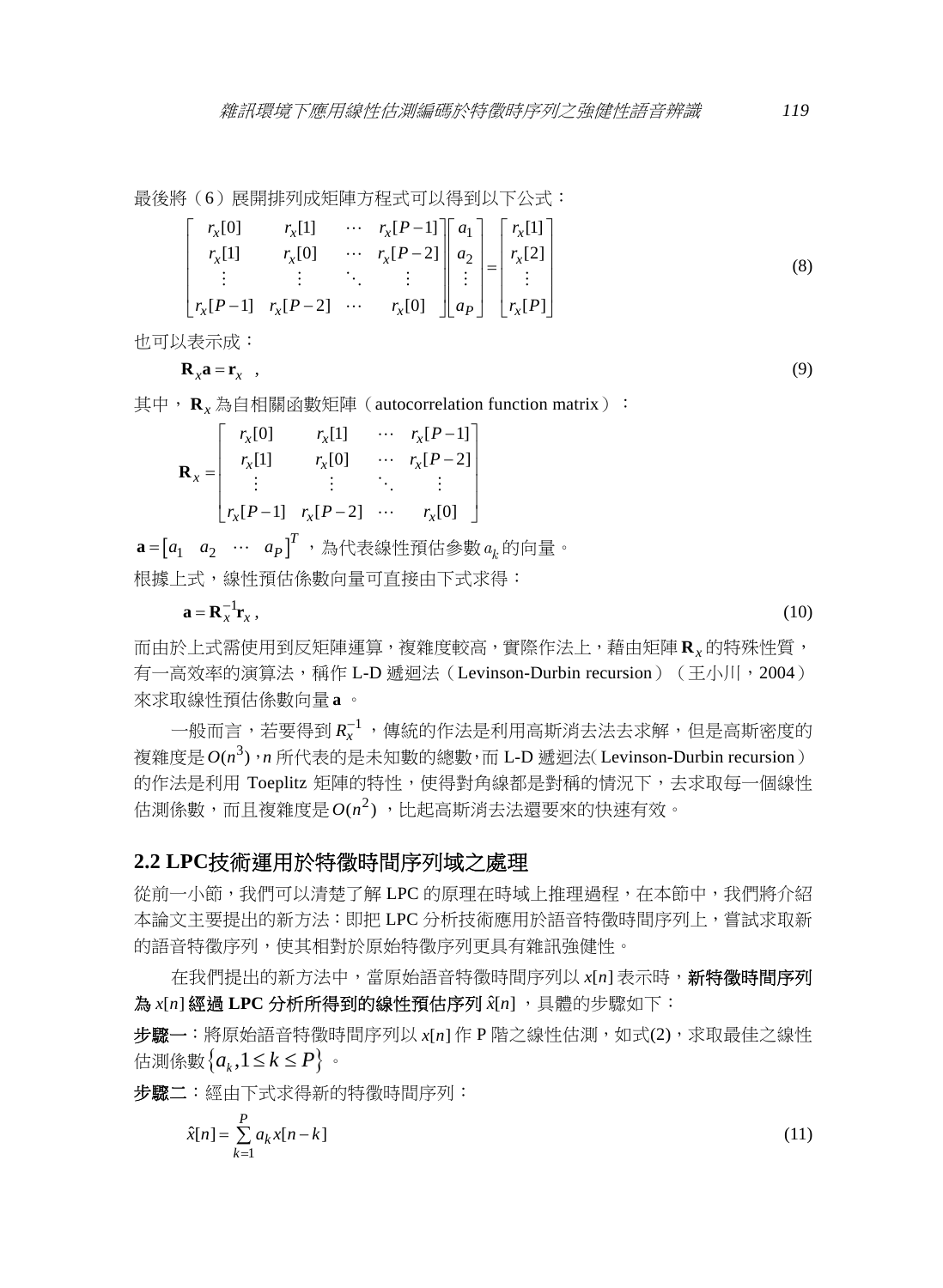最後將（6）展開排列成矩陣方程式可以得到以下公式：

$$\begin{bmatrix} r_x[0] & r_x[1] & \cdots & r_x[P-1] \\ r_x[1] & r_x[0] & \cdots & r_x[P-2] \\ \vdots & \vdots & \ddots & \vdots \\ r_x[P-1] & r_x[P-2] & \cdots & r_x[0] \end{bmatrix} \begin{bmatrix} a_1 \\ a_2 \\ \vdots \\ a_P \end{bmatrix} = \begin{bmatrix} r_x[1] \\ r_x[2] \\ \vdots \\ r_x[P] \end{bmatrix} \tag{8}$$

也可以表示成：

$$\mathbf{R}_x \mathbf{a} = \mathbf{r}_x \quad , \tag{9}$$

其中，$\mathbf{R}_x$ 為自相關函數矩陣（autocorrelation function matrix）：

$$\mathbf{R}_x = \begin{bmatrix} r_x[0] & r_x[1] & \cdots & r_x[P-1] \\ r_x[1] & r_x[0] & \cdots & r_x[P-2] \\ \vdots & \vdots & \ddots & \vdots \\ r_x[P-1] & r_x[P-2] & \cdots & r_x[0] \end{bmatrix}$$

$\mathbf{a} = \begin{bmatrix} a_1 & a_2 & \cdots & a_P \end{bmatrix}^T$，為代表線性預估參數 $a_k$ 的向量。

根據上式，線性預估係數向量可直接由下式求得：

$$\mathbf{a} = \mathbf{R}_x^{-1} \mathbf{r}_x , \tag{10}$$

而由於上式需使用到反矩陣運算，複雜度較高，實際作法上，藉由矩陣 $\mathbf{R}_x$ 的特殊性質，有一高效率的演算法，稱作 L-D 遞迴法（Levinson-Durbin recursion）（王小川，2004）來求取線性預估係數向量 $\mathbf{a}$。

一般而言，若要得到 $R_x^{-1}$，傳統的作法是利用高斯消去法去求解，但是高斯密度的複雜度是 $O(n^3)$，$n$ 所代表的是未知數的總數，而 L-D 遞迴法（Levinson-Durbin recursion）的作法是利用 Toeplitz 矩陣的特性，使得對角線都是對稱的情況下，去求取每一個線性估測係數，而且複雜度是 $O(n^2)$，比起高斯消去法還要來的快速有效。

## 2.2 LPC技術運用於特徵時間序列域之處理

從前一小節，我們可以清楚了解 LPC 的原理在時域上推理過程，在本節中，我們將介紹本論文主要提出的新方法：即把 LPC 分析技術應用於語音特徵時間序列上，嘗試求取新的語音特徵序列，使其相對於原始特徵序列更具有雜訊強健性。

在我們提出的新方法中，當原始語音特徵時間序列以 $x[n]$ 表示時，**新特徵時間序列為 $x[n]$ 經過 LPC 分析所得到的線性預估序列 $\hat{x}[n]$**，具體的步驟如下：

**步驟一**：將原始語音特徵時間序列以 $x[n]$ 作 P 階之線性估測，如式(2)，求取最佳之線性估測係數 $\{a_k, 1 \le k \le P\}$。

**步驟二**：經由下式求得新的特徵時間序列：

$$\hat{x}[n] = \sum_{k=1}^{P} a_k x[n-k] \tag{11}$$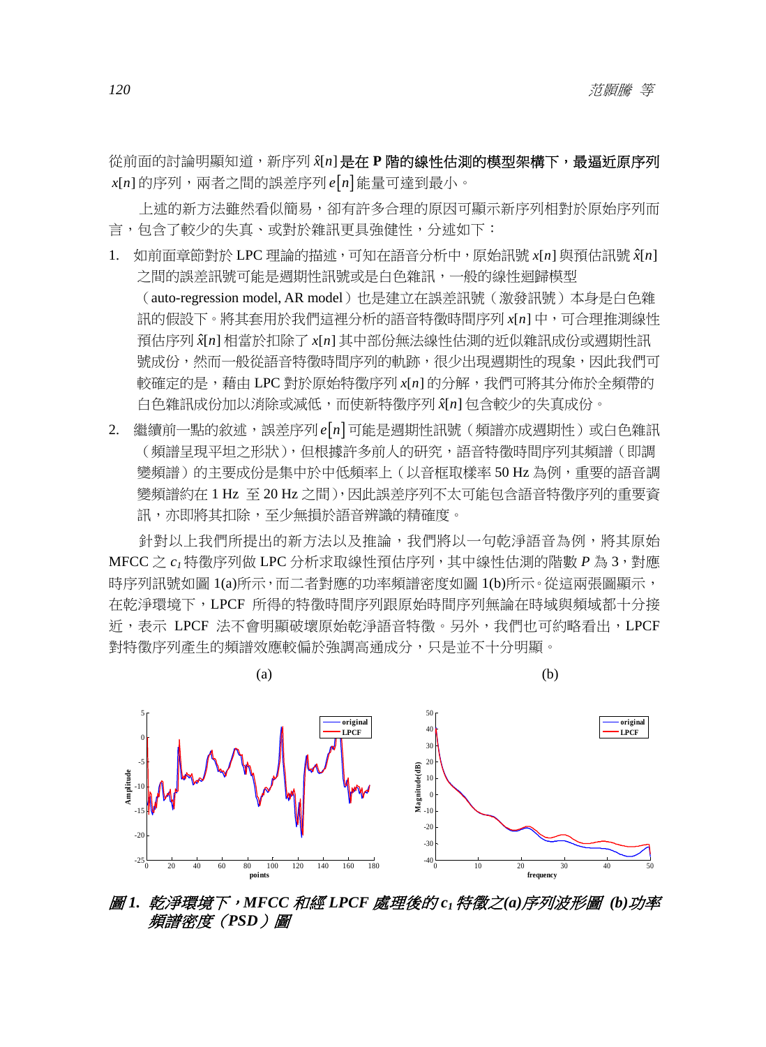從前面的討論明顯知道，新序列 $\hat{x}[n]$ **是在 P 階的線性估測的模型架構下，最逼近原序列** $x[n]$ 的序列，兩者之間的誤差序列 $e[n]$ 能量可達到最小。

上述的新方法雖然看似簡易，卻有許多合理的原因可顯示新序列相對於原始序列而言，包含了較少的失真、或對於雜訊更具強健性，分述如下：

1. 如前面章節對於 LPC 理論的描述，可知在語音分析中，原始訊號 $x[n]$ 與預估訊號 $\hat{x}[n]$ 之間的誤差訊號可能是週期性訊號或是白色雜訊，一般的線性迴歸模型（auto-regression model, AR model）也是建立在誤差訊號（激發訊號）本身是白色雜訊的假設下。將其套用於我們這裡分析的語音特徵時間序列 $x[n]$ 中，可合理推測線性預估序列 $\hat{x}[n]$ 相當於扣除了 $x[n]$ 其中部份無法線性估測的近似雜訊成份或週期性訊號成份，然而一般從語音特徵時間序列的軌跡，很少出現週期性的現象，因此我們可較確定的是，藉由 LPC 對於原始特徵序列 $x[n]$ 的分解，我們可將其分佈於全頻帶的白色雜訊成份加以消除或減低，而使新特徵序列 $\hat{x}[n]$ 包含較少的失真成份。
2. 繼續前一點的敘述，誤差序列 $e[n]$ 可能是週期性訊號（頻譜亦成週期性）或白色雜訊（頻譜呈現平坦之形狀），但根據許多前人的研究，語音特徵時間序列其頻譜（即調變頻譜）的主要成份是集中於中低頻率上（以音框取樣率 50 Hz 為例，重要的語音調變頻譜約在 1 Hz 至 20 Hz 之間），因此誤差序列不太可能包含語音特徵序列的重要資訊，亦即將其扣除，至少無損於語音辨識的精確度。

針對以上我們所提出的新方法以及推論，我們將以一句乾淨語音為例，將其原始 MFCC 之 $c_1$ 特徵序列做 LPC 分析求取線性預估序列，其中線性估測的階數 $P$ 為 3，對應時序列訊號如圖 1(a)所示，而二者對應的功率頻譜密度如圖 1(b)所示。從這兩張圖顯示，在乾淨環境下，LPCF 所得的特徵時間序列跟原始時間序列無論在時域與頻域都十分接近，表示 LPCF 法不會明顯破壞原始乾淨語音特徵。另外，我們也可約略看出，LPCF 對特徵序列產生的頻譜效應較偏於強調高通成分，只是並不十分明顯。

***圖 1. 乾淨環境下，MFCC 和經 LPCF 處理後的 $c_1$ 特徵之(a)序列波形圖 (b)功率頻譜密度（PSD）圖***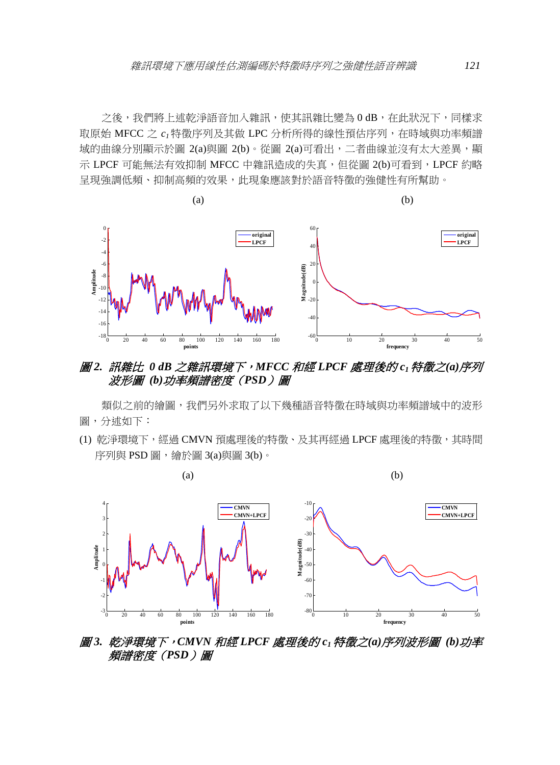之後，我們將上述乾淨語音加入雜訊，使其訊雜比變為 0 dB，在此狀況下，同樣求取原始 MFCC 之 $c_1$ 特徵序列及其做 LPC 分析所得的線性預估序列，在時域與功率頻譜域的曲線分別顯示於圖 2(a)與圖 2(b)。從圖 2(a)可看出，二者曲線並沒有太大差異，顯示 LPCF 可能無法有效抑制 MFCC 中雜訊造成的失真，但從圖 2(b)可看到，LPCF 約略呈現強調低頻、抑制高頻的效果，此現象應該對於語音特徵的強健性有所幫助。

*圖 2. 訊雜比 0 dB 之雜訊環境下，MFCC 和經 LPCF 處理後的 $c_1$ 特徵之(a)序列波形圖 (b)功率頻譜密度（PSD）圖*

類似之前的繪圖，我們另外求取了以下幾種語音特徵在時域與功率頻譜域中的波形圖，分述如下：

(1) 乾淨環境下，經過 CMVN 預處理後的特徵、及其再經過 LPCF 處理後的特徵，其時間序列與 PSD 圖，繪於圖 3(a)與圖 3(b)。

*圖 3. 乾淨環境下，CMVN 和經 LPCF 處理後的 $c_1$ 特徵之(a)序列波形圖 (b)功率頻譜密度（PSD）圖*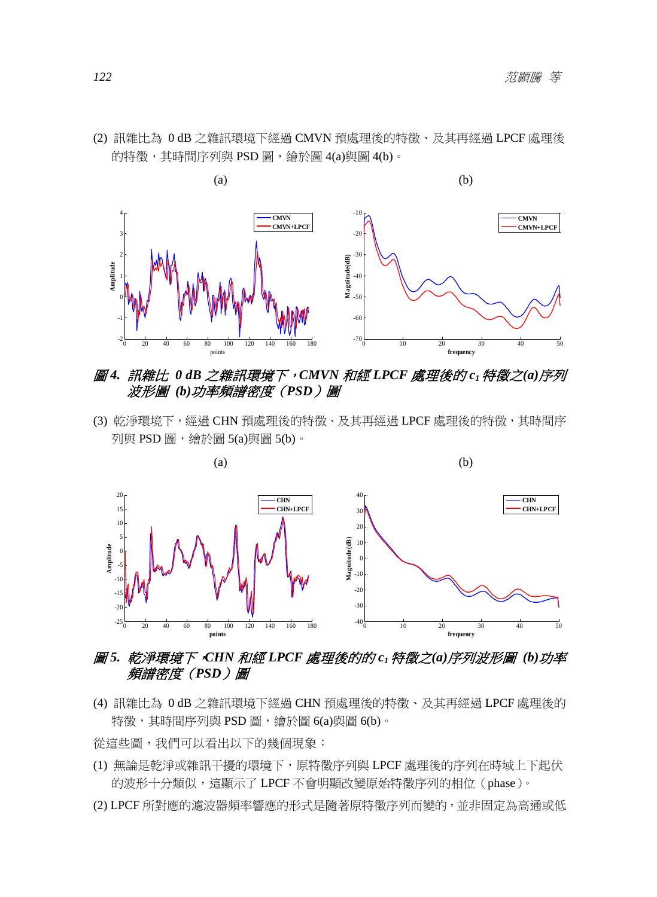(2) 訊雜比為 0 dB 之雜訊環境下經過 CMVN 預處理後的特徵、及其再經過 LPCF 處理後的特徵，其時間序列與 PSD 圖，繪於圖 4(a)與圖 4(b)。

***圖 4. 訊雜比 0 dB 之雜訊環境下，CMVN 和經 LPCF 處理後的 $c_1$ 特徵之(a)序列波形圖 (b)功率頻譜密度（PSD）圖***

(3) 乾淨環境下，經過 CHN 預處理後的特徵、及其再經過 LPCF 處理後的特徵，其時間序列與 PSD 圖，繪於圖 5(a)與圖 5(b)。

***圖 5. 乾淨環境下，CHN 和經 LPCF 處理後的的 $c_1$ 特徵之(a)序列波形圖 (b)功率頻譜密度（PSD）圖***

(4) 訊雜比為 0 dB 之雜訊環境下經過 CHN 預處理後的特徵、及其再經過 LPCF 處理後的特徵，其時間序列與 PSD 圖，繪於圖 6(a)與圖 6(b)。

從這些圖，我們可以看出以下的幾個現象：

(1) 無論是乾淨或雜訊干擾的環境下，原特徵序列與 LPCF 處理後的序列在時域上下起伏的波形十分類似，這顯示了 LPCF 不會明顯改變原始特徵序列的相位（phase）。

(2) LPCF 所對應的濾波器頻率響應的形式是隨著原特徵序列而變的，並非固定為高通或低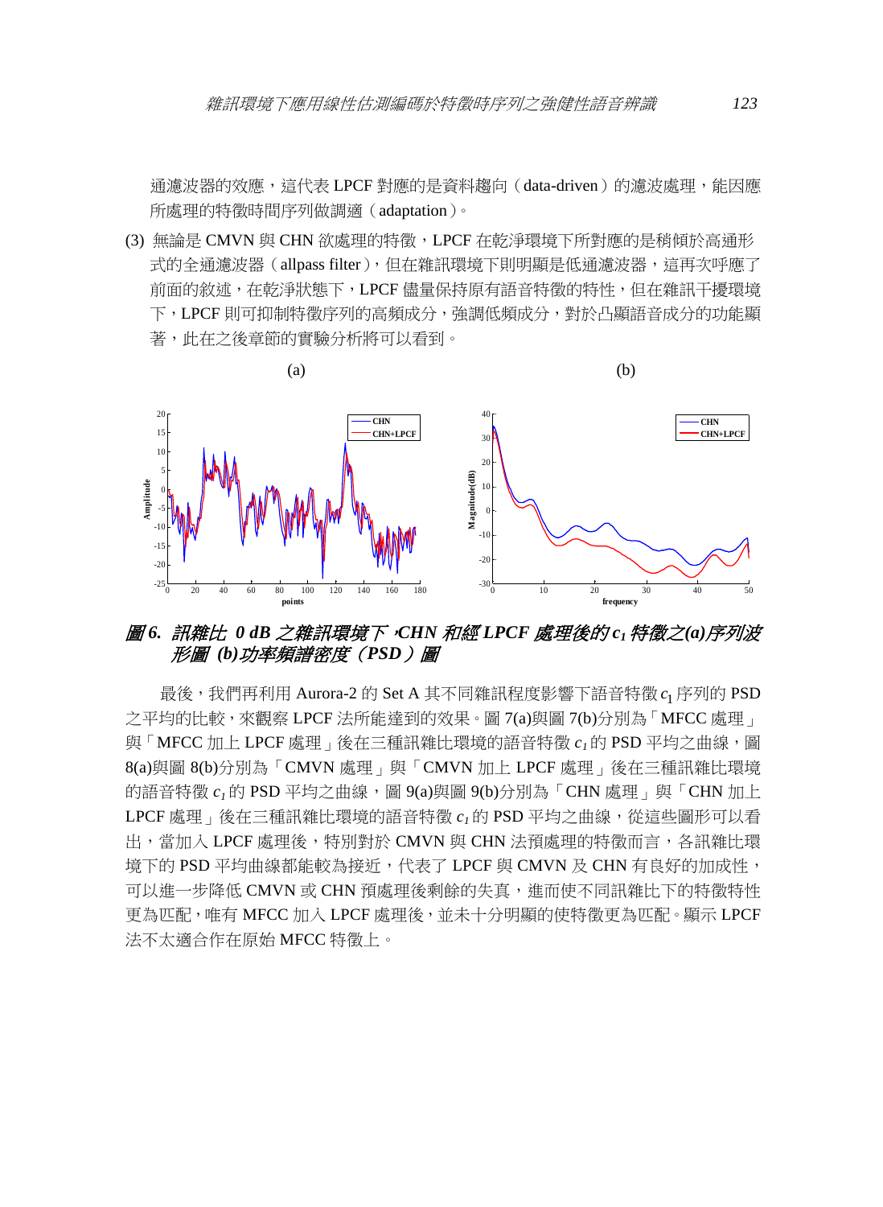通濾波器的效應，這代表 LPCF 對應的是資料趨向（data-driven）的濾波處理，能因應所處理的特徵時間序列做調適（adaptation）。

(3) 無論是 CMVN 與 CHN 欲處理的特徵，LPCF 在乾淨環境下所對應的是稍傾於高通形式的全通濾波器（allpass filter），但在雜訊環境下則明顯是低通濾波器，這再次呼應了前面的敘述，在乾淨狀態下，LPCF 儘量保持原有語音特徵的特性，但在雜訊干擾環境下，LPCF 則可抑制特徵序列的高頻成分，強調低頻成分，對於凸顯語音成分的功能顯著，此在之後章節的實驗分析將可以看到。

*圖 6. 訊雜比 0 dB 之雜訊環境下，CHN 和經 LPCF 處理後的 $c_1$ 特徵之(a)序列波形圖 (b)功率頻譜密度（PSD）圖*

最後，我們再利用 Aurora-2 的 Set A 其不同雜訊程度影響下語音特徵 $c_1$ 序列的 PSD 之平均的比較，來觀察 LPCF 法所能達到的效果。圖 7(a)與圖 7(b)分別為「MFCC 處理」與「MFCC 加上 LPCF 處理」後在三種訊雜比環境的語音特徵 $c_1$ 的 PSD 平均之曲線，圖 8(a)與圖 8(b)分別為「CMVN 處理」與「CMVN 加上 LPCF 處理」後在三種訊雜比環境的語音特徵 $c_1$ 的 PSD 平均之曲線，圖 9(a)與圖 9(b)分別為「CHN 處理」與「CHN 加上 LPCF 處理」後在三種訊雜比環境的語音特徵 $c_1$ 的 PSD 平均之曲線，從這些圖形可以看出，當加入 LPCF 處理後，特別對於 CMVN 與 CHN 法預處理的特徵而言，各訊雜比環境下的 PSD 平均曲線都能較為接近，代表了 LPCF 與 CMVN 及 CHN 有良好的加成性，可以進一步降低 CMVN 或 CHN 預處理後剩餘的失真，進而使不同訊雜比下的特徵特性更為匹配，唯有 MFCC 加入 LPCF 處理後，並未十分明顯的使特徵更為匹配。顯示 LPCF 法不太適合作在原始 MFCC 特徵上。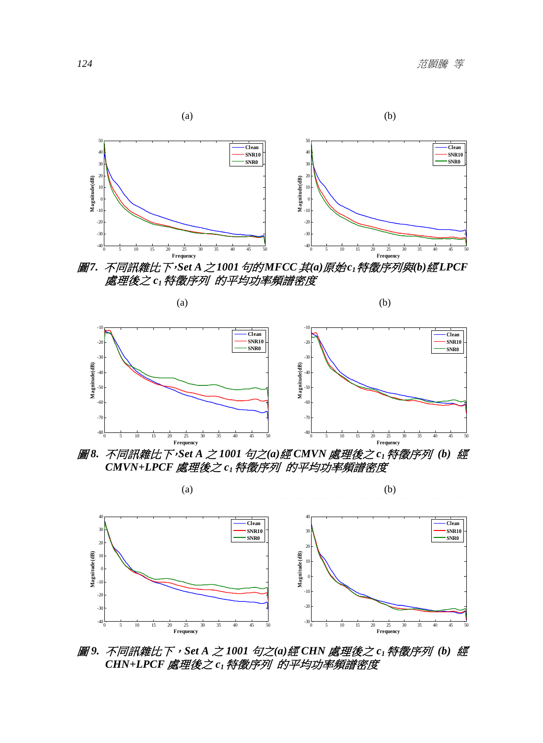(a) (b)

**圖7. 不同訊雜比下，Set A 之1001 句的MFCC 其(a)原始$c_1$特徵序列與(b)經LPCF 處理後之 $c_1$ 特徵序列 的平均功率頻譜密度**

(a) (b)

**圖8. 不同訊雜比下，Set A 之1001 句之(a)經CMVN 處理後之 $c_1$ 特徵序列 (b) 經 CMVN+LPCF 處理後之 $c_1$ 特徵序列 的平均功率頻譜密度**

(a) (b)

**圖9. 不同訊雜比下，Set A 之1001 句之(a)經CHN 處理後之 $c_1$ 特徵序列 (b) 經 CHN+LPCF 處理後之 $c_1$ 特徵序列 的平均功率頻譜密度**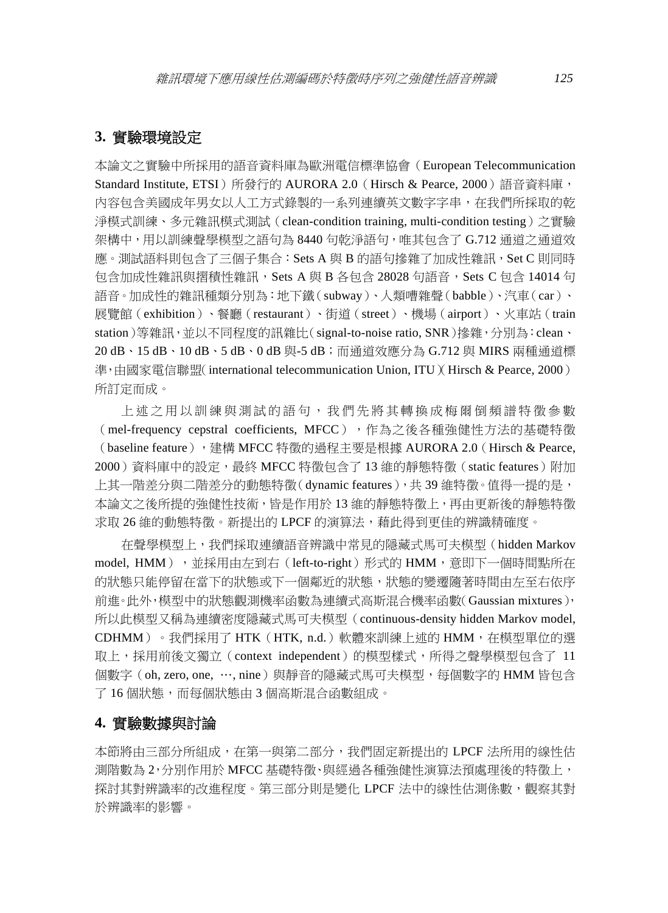## 3. 實驗環境設定

本論文之實驗中所採用的語音資料庫為歐洲電信標準協會（European Telecommunication Standard Institute, ETSI）所發行的 AURORA 2.0（Hirsch & Pearce, 2000）語音資料庫，內容包含美國成年男女以人工方式錄製的一系列連續英文數字字串，在我們所採取的乾淨模式訓練、多元雜訊模式測試（clean-condition training, multi-condition testing）之實驗架構中，用以訓練聲學模型之語句為 8440 句乾淨語句，唯其包含了 G.712 通道之通道效應。測試語料則包含了三個子集合：Sets A 與 B 的語句摻雜了加成性雜訊，Set C 則同時包含加成性雜訊與摺積性雜訊，Sets A 與 B 各包含 28028 句語音，Sets C 包含 14014 句語音。加成性的雜訊種類分別為：地下鐵（subway）、人類嘈雜聲（babble）、汽車（car）、展覽館（exhibition）、餐廳（restaurant）、街道（street）、機場（airport）、火車站（train station）等雜訊，並以不同程度的訊雜比（signal-to-noise ratio, SNR）摻雜，分別為：clean、20 dB、15 dB、10 dB、5 dB、0 dB 與-5 dB；而通道效應分為 G.712 與 MIRS 兩種通道標準，由國家電信聯盟（international telecommunication Union, ITU）（Hirsch & Pearce, 2000）所訂定而成。

上述之用以訓練與測試的語句，我們先將其轉換成梅爾倒頻譜特徵參數（mel-frequency cepstral coefficients, MFCC），作為之後各種強健性方法的基礎特徵（baseline feature），建構 MFCC 特徵的過程主要是根據 AURORA 2.0（Hirsch & Pearce, 2000）資料庫中的設定，最終 MFCC 特徵包含了 13 維的靜態特徵（static features）附加上其一階差分與二階差分的動態特徵（dynamic features），共 39 維特徵。值得一提的是，本論文之後所提的強健性技術，皆是作用於 13 維的靜態特徵上，再由更新後的靜態特徵求取 26 維的動態特徵。新提出的 LPCF 的演算法，藉此得到更佳的辨識精確度。

在聲學模型上，我們採取連續語音辨識中常見的隱藏式馬可夫模型（hidden Markov model, HMM），並採用由左到右（left-to-right）形式的 HMM，意即下一個時間點所在的狀態只能停留在當下的狀態或下一個鄰近的狀態，狀態的變遷隨著時間由左至右依序前進。此外，模型中的狀態觀測機率函數為連續式高斯混合機率函數（Gaussian mixtures），所以此模型又稱為連續密度隱藏式馬可夫模型（continuous-density hidden Markov model, CDHMM）。我們採用了 HTK（HTK, n.d.）軟體來訓練上述的 HMM，在模型單位的選取上，採用前後文獨立（context independent）的模型樣式，所得之聲學模型包含了 11 個數字（oh, zero, one, …, nine）與靜音的隱藏式馬可夫模型，每個數字的 HMM 皆包含了 16 個狀態，而每個狀態由 3 個高斯混合函數組成。

## 4. 實驗數據與討論

本節將由三部分所組成，在第一與第二部分，我們固定新提出的 LPCF 法所用的線性估測階數為 2，分別作用於 MFCC 基礎特徵、與經過各種強健性演算法預處理後的特徵上，探討其對辨識率的改進程度。第三部分則是變化 LPCF 法中的線性估測係數，觀察其對於辨識率的影響。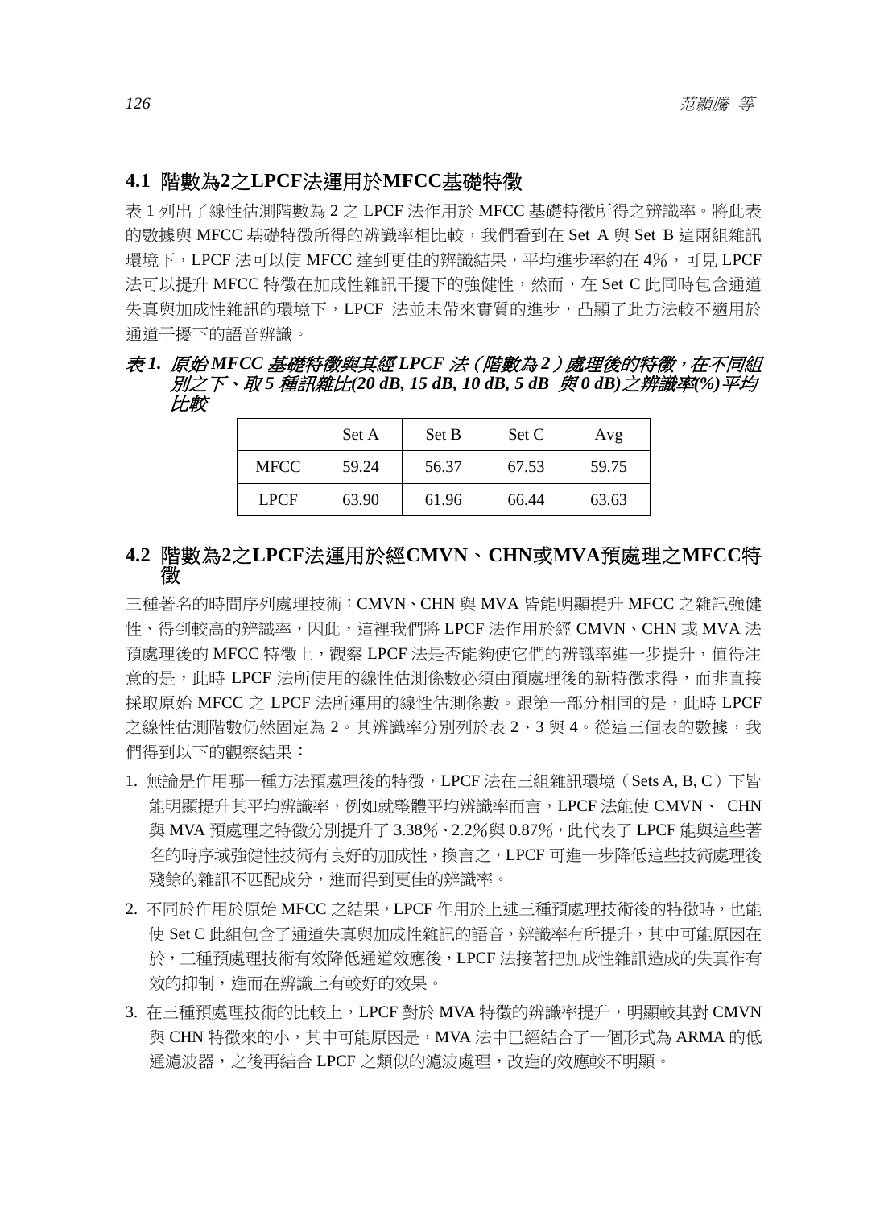### 4.1 階數為2之LPCF法運用於MFCC基礎特徵

表 1 列出了線性估測階數為 2 之 LPCF 法作用於 MFCC 基礎特徵所得之辨識率。將此表的數據與 MFCC 基礎特徵所得的辨識率相比較，我們看到在 Set A 與 Set B 這兩組雜訊環境下，LPCF 法可以使 MFCC 達到更佳的辨識結果，平均進步率約在 4%，可見 LPCF 法可以提升 MFCC 特徵在加成性雜訊干擾下的強健性，然而，在 Set C 此同時包含通道失真與加成性雜訊的環境下，LPCF 法並未帶來實質的進步，凸顯了此方法較不適用於通道干擾下的語音辨識。

***表 1. 原始 MFCC 基礎特徵與其經 LPCF 法（階數為 2）處理後的特徵，在不同組別之下、取 5 種訊雜比(20 dB, 15 dB, 10 dB, 5 dB 與 0 dB)之辨識率(%)平均比較***

| | Set A | Set B | Set C | Avg |
|---|---|---|---|---|
| MFCC | 59.24 | 56.37 | 67.53 | 59.75 |
| LPCF | 63.90 | 61.96 | 66.44 | 63.63 |

### 4.2 階數為2之LPCF法運用於經CMVN、CHN或MVA預處理之MFCC特徵

三種著名的時間序列處理技術：CMVN、CHN 與 MVA 皆能明顯提升 MFCC 之雜訊強健性、得到較高的辨識率，因此，這裡我們將 LPCF 法作用於經 CMVN、CHN 或 MVA 法預處理後的 MFCC 特徵上，觀察 LPCF 法是否能夠使它們的辨識率進一步提升，值得注意的是，此時 LPCF 法所使用的線性估測係數必須由預處理後的新特徵求得，而非直接採取原始 MFCC 之 LPCF 法所運用的線性估測係數。跟第一部分相同的是，此時 LPCF 之線性估測階數仍然固定為 2。其辨識率分別列於表 2、3 與 4。從這三個表的數據，我們得到以下的觀察結果：

1. 無論是作用哪一種方法預處理後的特徵，LPCF 法在三組雜訊環境（Sets A, B, C）下皆能明顯提升其平均辨識率，例如就整體平均辨識率而言，LPCF 法能使 CMVN、 CHN 與 MVA 預處理之特徵分別提升了 3.38%、2.2%與 0.87%，此代表了 LPCF 能與這些著名的時序域強健性技術有良好的加成性，換言之，LPCF 可進一步降低這些技術處理後殘餘的雜訊不匹配成分，進而得到更佳的辨識率。
2. 不同於作用於原始 MFCC 之結果，LPCF 作用於上述三種預處理技術後的特徵時，也能使 Set C 此組包含了通道失真與加成性雜訊的語音，辨識率有所提升，其中可能原因在於，三種預處理技術有效降低通道效應後，LPCF 法接著把加成性雜訊造成的失真作有效的抑制，進而在辨識上有較好的效果。
3. 在三種預處理技術的比較上，LPCF 對於 MVA 特徵的辨識率提升，明顯較其對 CMVN 與 CHN 特徵來的小，其中可能原因是，MVA 法中已經結合了一個形式為 ARMA 的低通濾波器，之後再結合 LPCF 之類似的濾波處理，改進的效應較不明顯。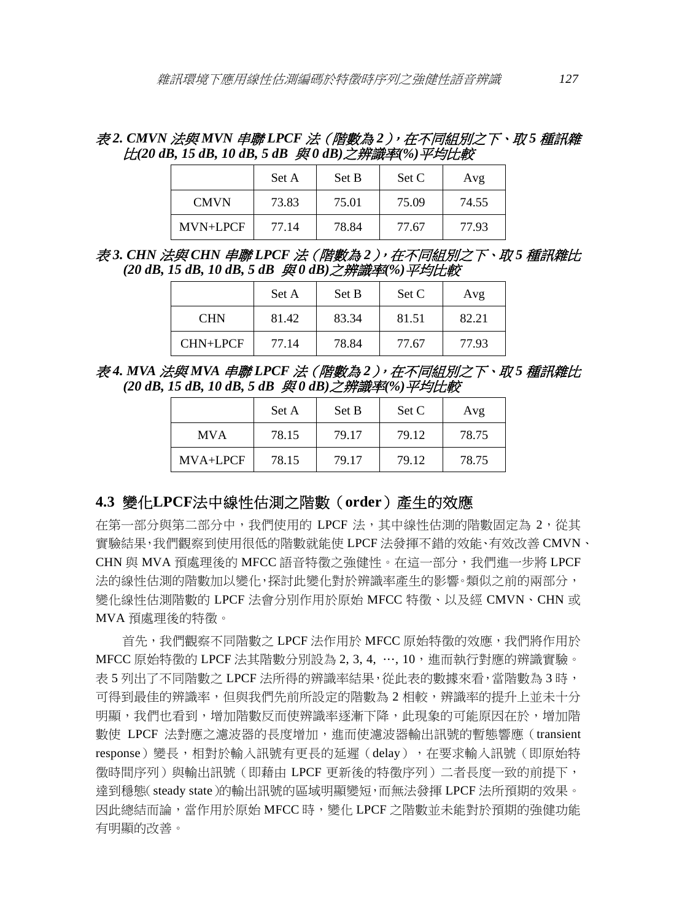*表 2. CMVN 法與 MVN 串聯 LPCF 法（階數為 2），在不同組別之下、取 5 種訊雜比(20 dB, 15 dB, 10 dB, 5 dB 與 0 dB)之辨識率(%)平均比較*

| | Set A | Set B | Set C | Avg |
|---|---|---|---|---|
| CMVN | 73.83 | 75.01 | 75.09 | 74.55 |
| MVN+LPCF | 77.14 | 78.84 | 77.67 | 77.93 |

*表 3. CHN 法與 CHN 串聯 LPCF 法（階數為 2），在不同組別之下、取 5 種訊雜比(20 dB, 15 dB, 10 dB, 5 dB 與 0 dB)之辨識率(%)平均比較*

| | Set A | Set B | Set C | Avg |
|---|---|---|---|---|
| CHN | 81.42 | 83.34 | 81.51 | 82.21 |
| CHN+LPCF | 77.14 | 78.84 | 77.67 | 77.93 |

*表 4. MVA 法與 MVA 串聯 LPCF 法（階數為 2），在不同組別之下、取 5 種訊雜比(20 dB, 15 dB, 10 dB, 5 dB 與 0 dB)之辨識率(%)平均比較*

| | Set A | Set B | Set C | Avg |
|---|---|---|---|---|
| MVA | 78.15 | 79.17 | 79.12 | 78.75 |
| MVA+LPCF | 78.15 | 79.17 | 79.12 | 78.75 |

## 4.3 變化LPCF法中線性估測之階數（order）產生的效應

在第一部分與第二部分中，我們使用的 LPCF 法，其中線性估測的階數固定為 2，從其實驗結果，我們觀察到使用很低的階數就能使 LPCF 法發揮不錯的效能、有效改善 CMVN、CHN 與 MVA 預處理後的 MFCC 語音特徵之強健性。在這一部分，我們進一步將 LPCF 法的線性估測的階數加以變化，探討此變化對於辨識率產生的影響。類似之前的兩部分，變化線性估測階數的 LPCF 法會分別作用於原始 MFCC 特徵、以及經 CMVN、CHN 或 MVA 預處理後的特徵。

首先，我們觀察不同階數之 LPCF 法作用於 MFCC 原始特徵的效應，我們將作用於 MFCC 原始特徵的 LPCF 法其階數分別設為 2, 3, 4, ⋯, 10，進而執行對應的辨識實驗。表 5 列出了不同階數之 LPCF 法所得的辨識率結果，從此表的數據來看，當階數為 3 時，可得到最佳的辨識率，但與我們先前所設定的階數為 2 相較，辨識率的提升上並未十分明顯，我們也看到，增加階數反而使辨識率逐漸下降，此現象的可能原因在於，增加階數使 LPCF 法對應之濾波器的長度增加，進而使濾波器輸出訊號的暫態響應（transient response）變長，相對於輸入訊號有更長的延遲（delay），在要求輸入訊號（即原始特徵時間序列）與輸出訊號（即藉由 LPCF 更新後的特徵序列）二者長度一致的前提下，達到穩態( steady state )的輸出訊號的區域明顯變短，而無法發揮 LPCF 法所預期的效果。因此總結而論，當作用於原始 MFCC 時，變化 LPCF 之階數並未能對於預期的強健功能有明顯的改善。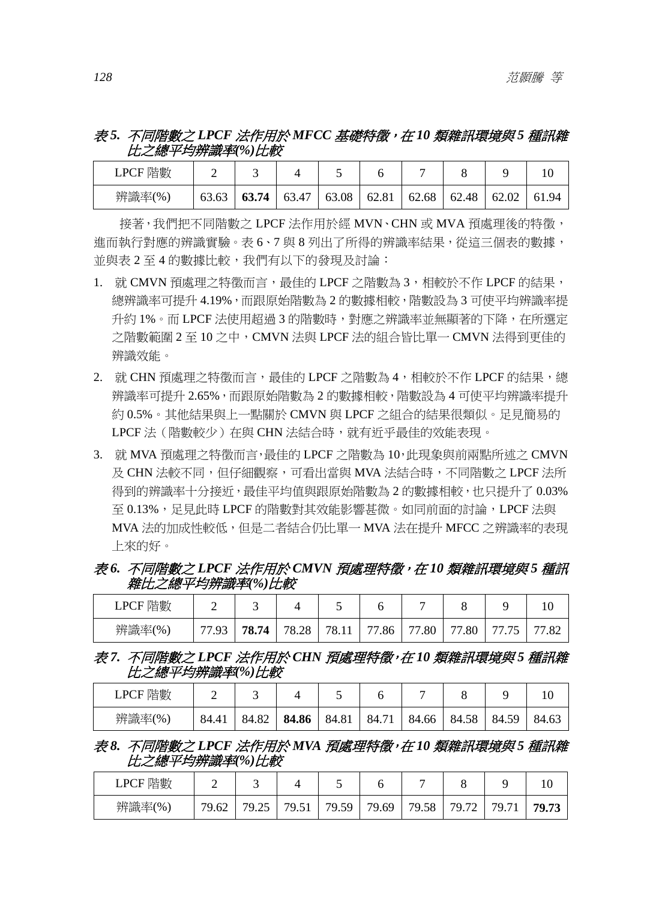*表 5. 不同階數之 LPCF 法作用於 MFCC 基礎特徵，在 10 類雜訊環境與 5 種訊雜比之總平均辨識率(%)比較*

| LPCF 階數 | 2 | 3 | 4 | 5 | 6 | 7 | 8 | 9 | 10 |
|---|---|---|---|---|---|---|---|---|---|
| 辨識率(%) | 63.63 | **63.74** | 63.47 | 63.08 | 62.81 | 62.68 | 62.48 | 62.02 | 61.94 |

接著，我們把不同階數之 LPCF 法作用於經 MVN、CHN 或 MVA 預處理後的特徵，進而執行對應的辨識實驗。表 6、7 與 8 列出了所得的辨識率結果，從這三個表的數據，並與表 2 至 4 的數據比較，我們有以下的發現及討論：

1. 就 CMVN 預處理之特徵而言，最佳的 LPCF 之階數為 3，相較於不作 LPCF 的結果，總辨識率可提升 4.19%，而跟原始階數為 2 的數據相較，階數設為 3 可使平均辨識率提升約 1%。而 LPCF 法使用超過 3 的階數時，對應之辨識率並無顯著的下降，在所選定之階數範圍 2 至 10 之中，CMVN 法與 LPCF 法的組合皆比單一 CMVN 法得到更佳的辨識效能。
2. 就 CHN 預處理之特徵而言，最佳的 LPCF 之階數為 4，相較於不作 LPCF 的結果，總辨識率可提升 2.65%，而跟原始階數為 2 的數據相較，階數設為 4 可使平均辨識率提升約 0.5%。其他結果與上一點關於 CMVN 與 LPCF 之組合的結果很類似。足見簡易的 LPCF 法（階數較少）在與 CHN 法結合時，就有近乎最佳的效能表現。
3. 就 MVA 預處理之特徵而言，最佳的 LPCF 之階數為 10，此現象與前兩點所述之 CMVN 及 CHN 法較不同，但仔細觀察，可看出當與 MVA 法結合時，不同階數之 LPCF 法所得到的辨識率十分接近，最佳平均值與跟原始階數為 2 的數據相較，也只提升了 0.03% 至 0.13%，足見此時 LPCF 的階數對其效能影響甚微。如同前面的討論，LPCF 法與 MVA 法的加成性較低，但是二者結合仍比單一 MVA 法在提升 MFCC 之辨識率的表現上來的好。

*表 6. 不同階數之 LPCF 法作用於 CMVN 預處理特徵，在 10 類雜訊環境與 5 種訊雜比之總平均辨識率(%)比較*

| LPCF 階數 | 2 | 3 | 4 | 5 | 6 | 7 | 8 | 9 | 10 |
|---|---|---|---|---|---|---|---|---|---|
| 辨識率(%) | 77.93 | **78.74** | 78.28 | 78.11 | 77.86 | 77.80 | 77.80 | 77.75 | 77.82 |

*表 7. 不同階數之 LPCF 法作用於 CHN 預處理特徵，在 10 類雜訊環境與 5 種訊雜比之總平均辨識率(%)比較*

| LPCF 階數 | 2 | 3 | 4 | 5 | 6 | 7 | 8 | 9 | 10 |
|---|---|---|---|---|---|---|---|---|---|
| 辨識率(%) | 84.41 | 84.82 | **84.86** | 84.81 | 84.71 | 84.66 | 84.58 | 84.59 | 84.63 |

*表 8. 不同階數之 LPCF 法作用於 MVA 預處理特徵，在 10 類雜訊環境與 5 種訊雜比之總平均辨識率(%)比較*

| LPCF 階數 | 2 | 3 | 4 | 5 | 6 | 7 | 8 | 9 | 10 |
|---|---|---|---|---|---|---|---|---|---|
| 辨識率(%) | 79.62 | 79.25 | 79.51 | 79.59 | 79.69 | 79.58 | 79.72 | 79.71 | **79.73** |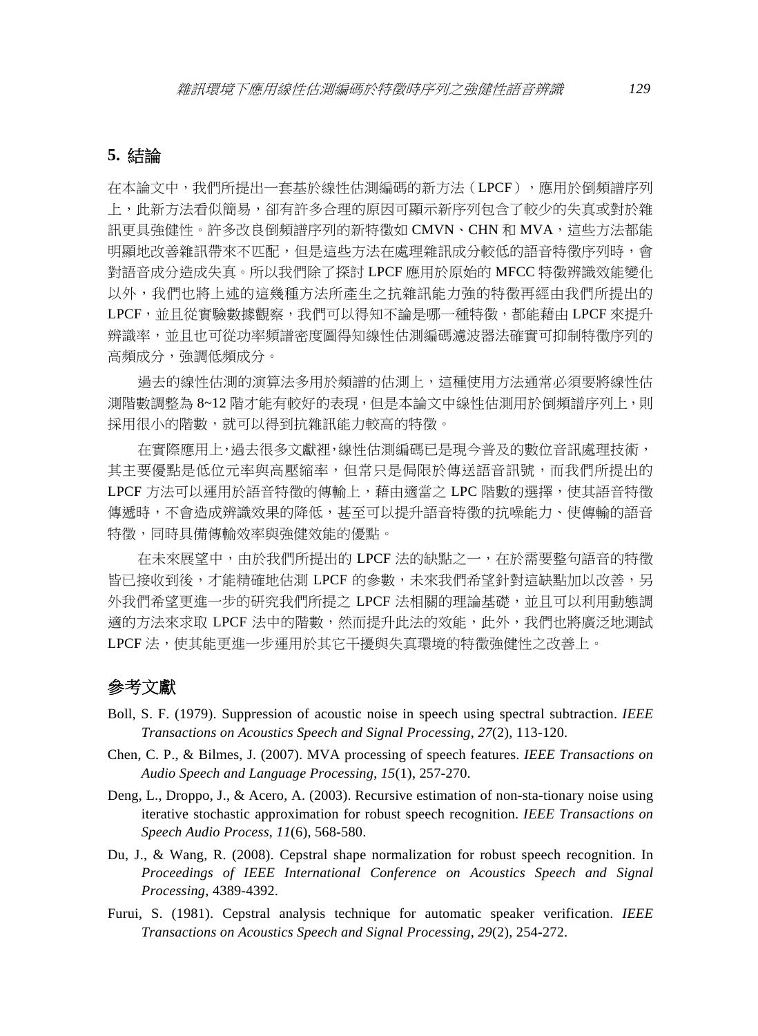## 5. 結論

在本論文中，我們所提出一套基於線性估測編碼的新方法（LPCF），應用於倒頻譜序列上，此新方法看似簡易，卻有許多合理的原因可顯示新序列包含了較少的失真或對於雜訊更具強健性。許多改良倒頻譜序列的新特徵如 CMVN、CHN 和 MVA，這些方法都能明顯地改善雜訊帶來不匹配，但是這些方法在處理雜訊成分較低的語音特徵序列時，會對語音成分造成失真。所以我們除了探討 LPCF 應用於原始的 MFCC 特徵辨識效能變化以外，我們也將上述的這幾種方法所產生之抗雜訊能力強的特徵再經由我們所提出的 LPCF，並且從實驗數據觀察，我們可以得知不論是哪一種特徵，都能藉由 LPCF 來提升辨識率，並且也可從功率頻譜密度圖得知線性估測編碼濾波器法確實可抑制特徵序列的高頻成分，強調低頻成分。

過去的線性估測的演算法多用於頻譜的估測上，這種使用方法通常必須要將線性估測階數調整為 8~12 階才能有較好的表現，但是本論文中線性估測用於倒頻譜序列上，則採用很小的階數，就可以得到抗雜訊能力較高的特徵。

在實際應用上，過去很多文獻裡，線性估測編碼已是現今普及的數位音訊處理技術，其主要優點是低位元率與高壓縮率，但常只是侷限於傳送語音訊號，而我們所提出的 LPCF 方法可以運用於語音特徵的傳輸上，藉由適當之 LPC 階數的選擇，使其語音特徵傳遞時，不會造成辨識效果的降低，甚至可以提升語音特徵的抗噪能力、使傳輸的語音特徵，同時具備傳輸效率與強健效能的優點。

在未來展望中，由於我們所提出的 LPCF 法的缺點之一，在於需要整句語音的特徵皆已接收到後，才能精確地估測 LPCF 的參數，未來我們希望針對這缺點加以改善，另外我們希望更進一步的研究我們所提之 LPCF 法相關的理論基礎，並且可以利用動態調適的方法來求取 LPCF 法中的階數，然而提升此法的效能，此外，我們也將廣泛地測試 LPCF 法，使其能更進一步運用於其它干擾與失真環境的特徵強健性之改善上。

## 參考文獻

Boll, S. F. (1979). Suppression of acoustic noise in speech using spectral subtraction. *IEEE Transactions on Acoustics Speech and Signal Processing*, *27*(2), 113-120.

Chen, C. P., & Bilmes, J. (2007). MVA processing of speech features. *IEEE Transactions on Audio Speech and Language Processing*, *15*(1), 257-270.

Deng, L., Droppo, J., & Acero, A. (2003). Recursive estimation of non-sta-tionary noise using iterative stochastic approximation for robust speech recognition. *IEEE Transactions on Speech Audio Process*, *11*(6), 568-580.

Du, J., & Wang, R. (2008). Cepstral shape normalization for robust speech recognition. In *Proceedings of IEEE International Conference on Acoustics Speech and Signal Processing*, 4389-4392.

Furui, S. (1981). Cepstral analysis technique for automatic speaker verification. *IEEE Transactions on Acoustics Speech and Signal Processing*, *29*(2), 254-272.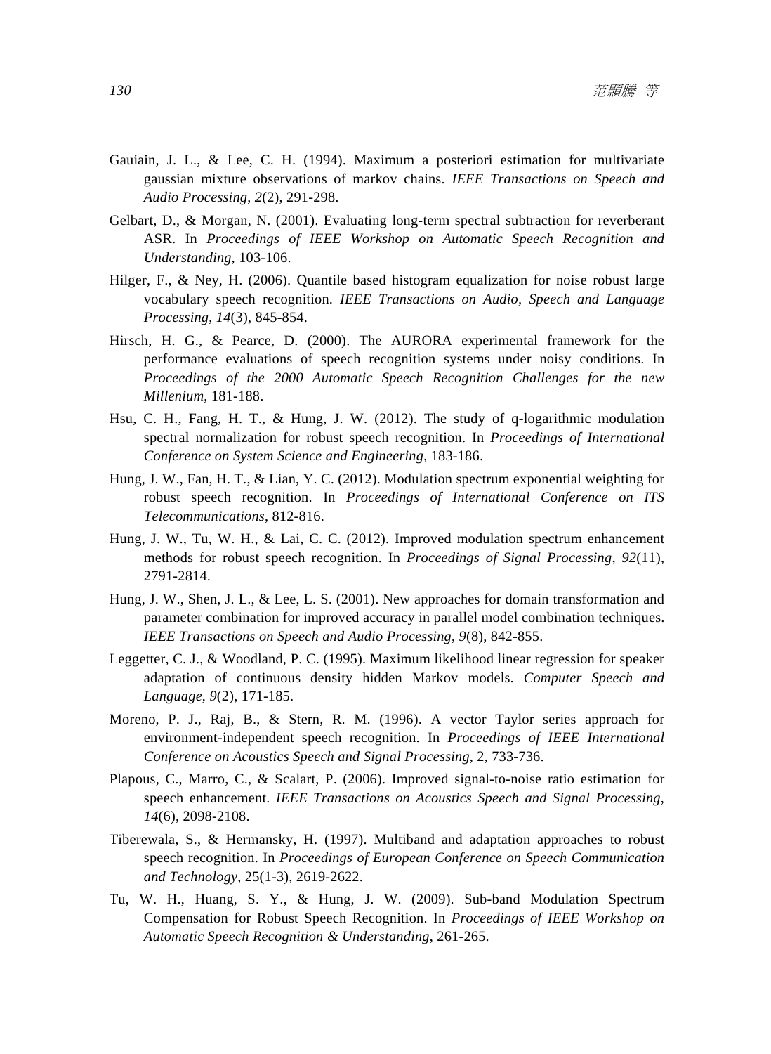Gauiain, J. L., & Lee, C. H. (1994). Maximum a posteriori estimation for multivariate gaussian mixture observations of markov chains. *IEEE Transactions on Speech and Audio Processing*, *2*(2), 291-298.

Gelbart, D., & Morgan, N. (2001). Evaluating long-term spectral subtraction for reverberant ASR. In *Proceedings of IEEE Workshop on Automatic Speech Recognition and Understanding*, 103-106.

Hilger, F., & Ney, H. (2006). Quantile based histogram equalization for noise robust large vocabulary speech recognition. *IEEE Transactions on Audio, Speech and Language Processing*, *14*(3), 845-854.

Hirsch, H. G., & Pearce, D. (2000). The AURORA experimental framework for the performance evaluations of speech recognition systems under noisy conditions. In *Proceedings of the 2000 Automatic Speech Recognition Challenges for the new Millenium*, 181-188.

Hsu, C. H., Fang, H. T., & Hung, J. W. (2012). The study of q-logarithmic modulation spectral normalization for robust speech recognition. In *Proceedings of International Conference on System Science and Engineering*, 183-186.

Hung, J. W., Fan, H. T., & Lian, Y. C. (2012). Modulation spectrum exponential weighting for robust speech recognition. In *Proceedings of International Conference on ITS Telecommunications*, 812-816.

Hung, J. W., Tu, W. H., & Lai, C. C. (2012). Improved modulation spectrum enhancement methods for robust speech recognition. In *Proceedings of Signal Processing*, *92*(11), 2791-2814.

Hung, J. W., Shen, J. L., & Lee, L. S. (2001). New approaches for domain transformation and parameter combination for improved accuracy in parallel model combination techniques. *IEEE Transactions on Speech and Audio Processing*, *9*(8), 842-855.

Leggetter, C. J., & Woodland, P. C. (1995). Maximum likelihood linear regression for speaker adaptation of continuous density hidden Markov models. *Computer Speech and Language*, *9*(2), 171-185.

Moreno, P. J., Raj, B., & Stern, R. M. (1996). A vector Taylor series approach for environment-independent speech recognition. In *Proceedings of IEEE International Conference on Acoustics Speech and Signal Processing*, 2, 733-736.

Plapous, C., Marro, C., & Scalart, P. (2006). Improved signal-to-noise ratio estimation for speech enhancement. *IEEE Transactions on Acoustics Speech and Signal Processing*, *14*(6), 2098-2108.

Tiberewala, S., & Hermansky, H. (1997). Multiband and adaptation approaches to robust speech recognition. In *Proceedings of European Conference on Speech Communication and Technology*, 25(1-3), 2619-2622.

Tu, W. H., Huang, S. Y., & Hung, J. W. (2009). Sub-band Modulation Spectrum Compensation for Robust Speech Recognition. In *Proceedings of IEEE Workshop on Automatic Speech Recognition & Understanding*, 261-265.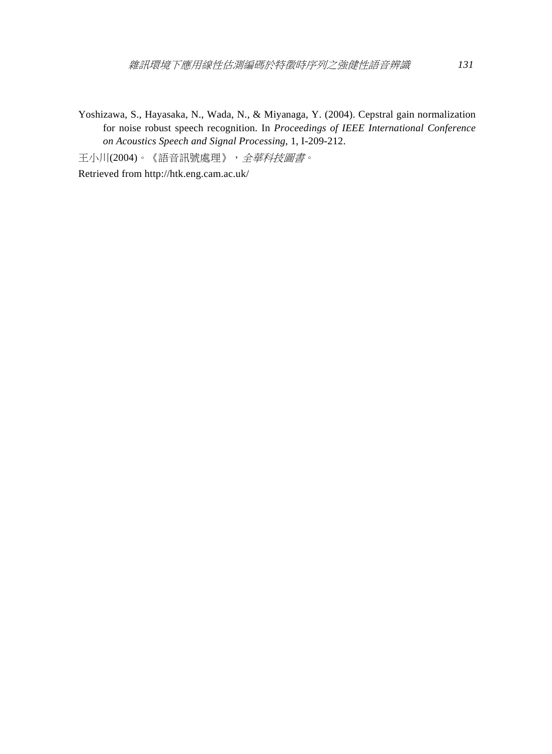Yoshizawa, S., Hayasaka, N., Wada, N., & Miyanaga, Y. (2004). Cepstral gain normalization for noise robust speech recognition. In *Proceedings of IEEE International Conference on Acoustics Speech and Signal Processing*, 1, I-209-212.

王小川(2004)。《語音訊號處理》，*全華科技圖書*。

Retrieved from http://htk.eng.cam.ac.uk/